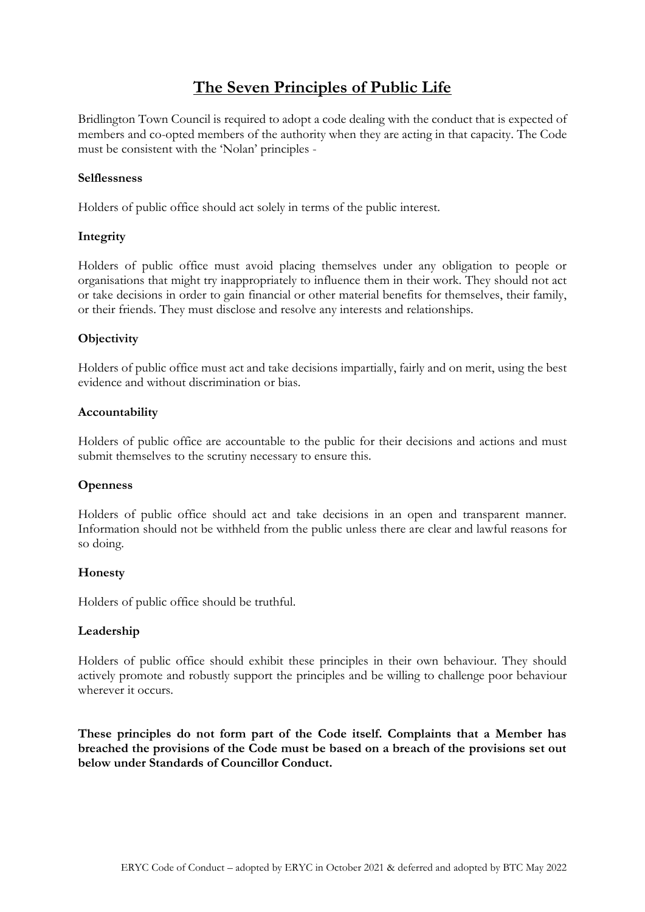# The Seven Principles of Public Life

Bridlington Town Council is required to adopt a code dealing with the conduct that is expected of members and co-opted members of the authority when they are acting in that capacity. The Code must be consistent with the 'Nolan' principles -

**Selflessness**

Holders of public office should act solely in terms of the public interest.

**Integrity**

Holders of public office must avoid placing themselves under any obligation to people or organisations that might try inappropriately to influence them in their work. They should not act or take decisions in order to gain financial or other material benefits for themselves, their family, or their friends. They must disclose and resolve any interests and relationships.

**Objectivity**

Holders of public office must act and take decisions impartially, fairly and on merit, using the best evidence and without discrimination or bias.

**Accountability**

Holders of public office are accountable to the public for their decisions and actions and must submit themselves to the scrutiny necessary to ensure this.

**Openness**

Holders of public office should act and take decisions in an open and transparent manner. Information should not be withheld from the public unless there are clear and lawful reasons for so doing.

**Honesty**

Holders of public office should be truthful.

**Leadership**

Holders of public office should exhibit these principles in their own behaviour. They should actively promote and robustly support the principles and be willing to challenge poor behaviour wherever it occurs.

**These principles do not form part of the Code itself. Complaints that a Member has breached the provisions of the Code must be based on a breach of the provisions set out below under Standards of Councillor Conduct.**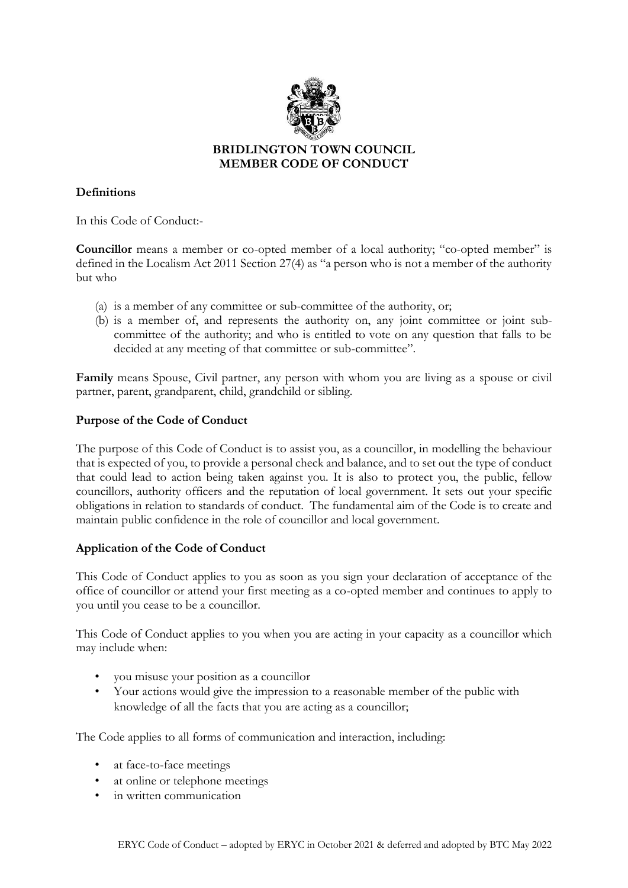# BRIDLINGTON TOWN COUNCIL
# MEMBER CODE OF CONDUCT

## Definitions

In this Code of Conduct:-

**Councillor** means a member or co-opted member of a local authority; "co-opted member" is defined in the Localism Act 2011 Section 27(4) as "a person who is not a member of the authority but who

(a) is a member of any committee or sub-committee of the authority, or;
(b) is a member of, and represents the authority on, any joint committee or joint sub-committee of the authority; and who is entitled to vote on any question that falls to be decided at any meeting of that committee or sub-committee".

**Family** means Spouse, Civil partner, any person with whom you are living as a spouse or civil partner, parent, grandparent, child, grandchild or sibling.

## Purpose of the Code of Conduct

The purpose of this Code of Conduct is to assist you, as a councillor, in modelling the behaviour that is expected of you, to provide a personal check and balance, and to set out the type of conduct that could lead to action being taken against you. It is also to protect you, the public, fellow councillors, authority officers and the reputation of local government. It sets out your specific obligations in relation to standards of conduct. The fundamental aim of the Code is to create and maintain public confidence in the role of councillor and local government.

## Application of the Code of Conduct

This Code of Conduct applies to you as soon as you sign your declaration of acceptance of the office of councillor or attend your first meeting as a co-opted member and continues to apply to you until you cease to be a councillor.

This Code of Conduct applies to you when you are acting in your capacity as a councillor which may include when:

- you misuse your position as a councillor
- Your actions would give the impression to a reasonable member of the public with knowledge of all the facts that you are acting as a councillor;

The Code applies to all forms of communication and interaction, including:

- at face-to-face meetings
- at online or telephone meetings
- in written communication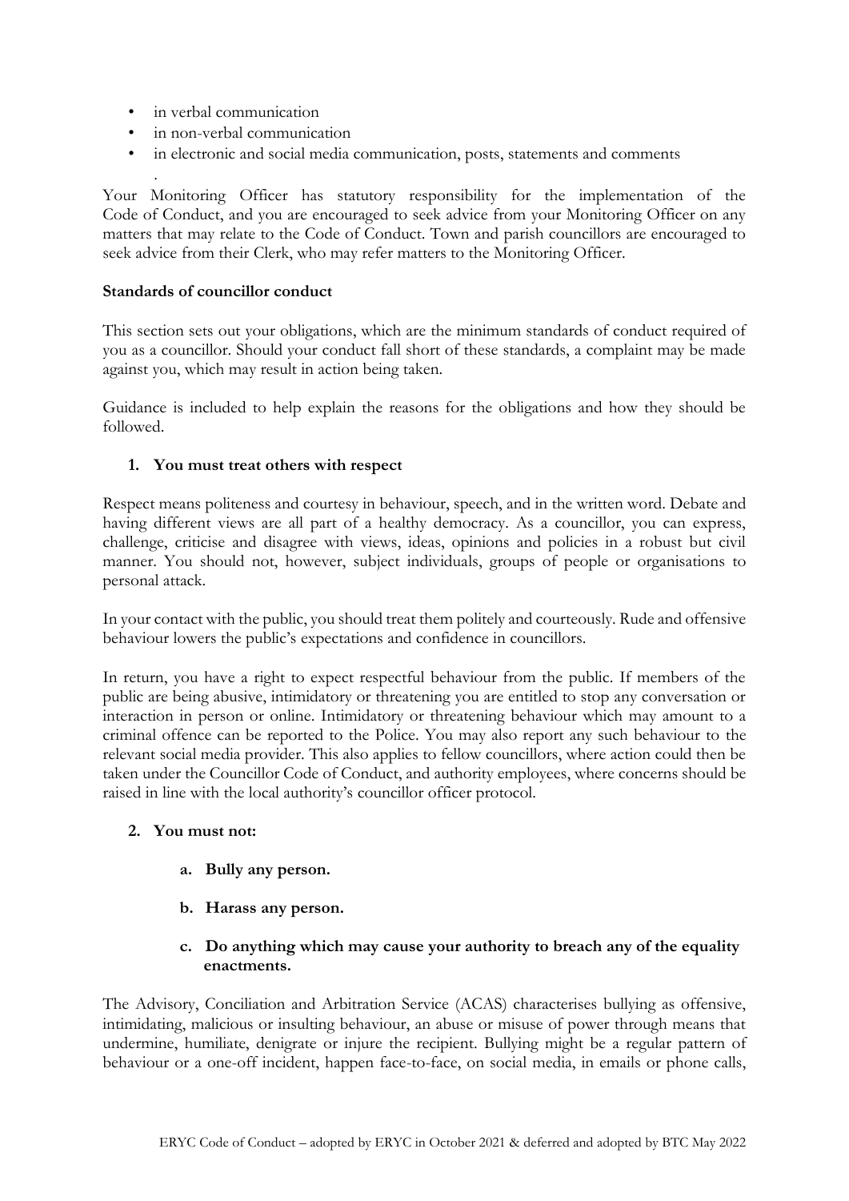- in verbal communication
- in non-verbal communication
- in electronic and social media communication, posts, statements and comments

Your Monitoring Officer has statutory responsibility for the implementation of the Code of Conduct, and you are encouraged to seek advice from your Monitoring Officer on any matters that may relate to the Code of Conduct. Town and parish councillors are encouraged to seek advice from their Clerk, who may refer matters to the Monitoring Officer.

**Standards of councillor conduct**

This section sets out your obligations, which are the minimum standards of conduct required of you as a councillor. Should your conduct fall short of these standards, a complaint may be made against you, which may result in action being taken.

Guidance is included to help explain the reasons for the obligations and how they should be followed.

1. **You must treat others with respect**

Respect means politeness and courtesy in behaviour, speech, and in the written word. Debate and having different views are all part of a healthy democracy. As a councillor, you can express, challenge, criticise and disagree with views, ideas, opinions and policies in a robust but civil manner. You should not, however, subject individuals, groups of people or organisations to personal attack.

In your contact with the public, you should treat them politely and courteously. Rude and offensive behaviour lowers the public's expectations and confidence in councillors.

In return, you have a right to expect respectful behaviour from the public. If members of the public are being abusive, intimidatory or threatening you are entitled to stop any conversation or interaction in person or online. Intimidatory or threatening behaviour which may amount to a criminal offence can be reported to the Police. You may also report any such behaviour to the relevant social media provider. This also applies to fellow councillors, where action could then be taken under the Councillor Code of Conduct, and authority employees, where concerns should be raised in line with the local authority's councillor officer protocol.

2. **You must not:**

   a. **Bully any person.**

   b. **Harass any person.**

   c. **Do anything which may cause your authority to breach any of the equality enactments.**

The Advisory, Conciliation and Arbitration Service (ACAS) characterises bullying as offensive, intimidating, malicious or insulting behaviour, an abuse or misuse of power through means that undermine, humiliate, denigrate or injure the recipient. Bullying might be a regular pattern of behaviour or a one-off incident, happen face-to-face, on social media, in emails or phone calls,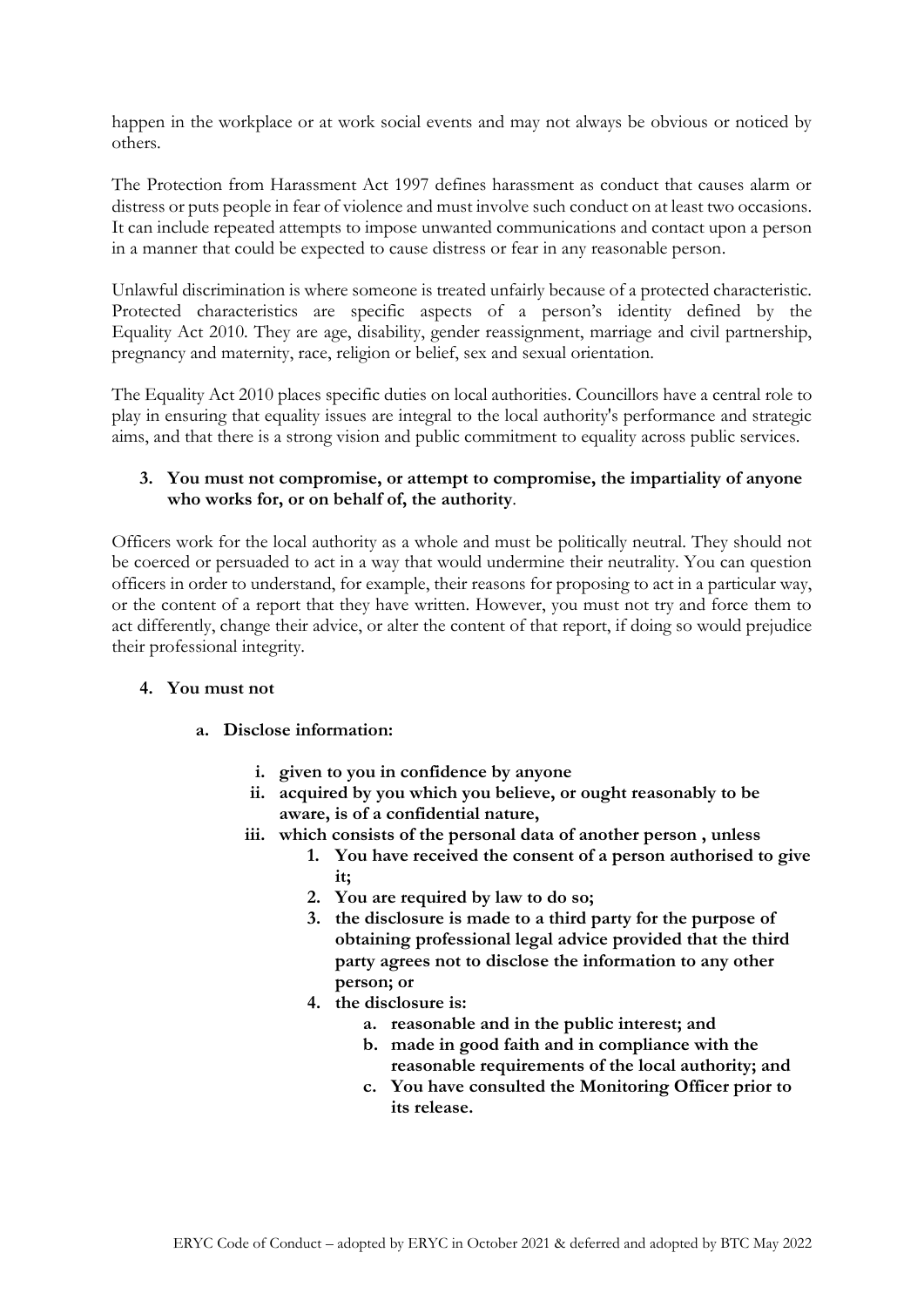happen in the workplace or at work social events and may not always be obvious or noticed by others.

The Protection from Harassment Act 1997 defines harassment as conduct that causes alarm or distress or puts people in fear of violence and must involve such conduct on at least two occasions. It can include repeated attempts to impose unwanted communications and contact upon a person in a manner that could be expected to cause distress or fear in any reasonable person.

Unlawful discrimination is where someone is treated unfairly because of a protected characteristic. Protected characteristics are specific aspects of a person's identity defined by the Equality Act 2010. They are age, disability, gender reassignment, marriage and civil partnership, pregnancy and maternity, race, religion or belief, sex and sexual orientation.

The Equality Act 2010 places specific duties on local authorities. Councillors have a central role to play in ensuring that equality issues are integral to the local authority's performance and strategic aims, and that there is a strong vision and public commitment to equality across public services.

**3. You must not compromise, or attempt to compromise, the impartiality of anyone who works for, or on behalf of, the authority**.

Officers work for the local authority as a whole and must be politically neutral. They should not be coerced or persuaded to act in a way that would undermine their neutrality. You can question officers in order to understand, for example, their reasons for proposing to act in a particular way, or the content of a report that they have written. However, you must not try and force them to act differently, change their advice, or alter the content of that report, if doing so would prejudice their professional integrity.

**4. You must not**

- **a. Disclose information:**
  - **i. given to you in confidence by anyone**
  - **ii. acquired by you which you believe, or ought reasonably to be aware, is of a confidential nature,**
  - **iii. which consists of the personal data of another person , unless**
    - **1. You have received the consent of a person authorised to give it;**
    - **2. You are required by law to do so;**
    - **3. the disclosure is made to a third party for the purpose of obtaining professional legal advice provided that the third party agrees not to disclose the information to any other person; or**
    - **4. the disclosure is:**
      - **a. reasonable and in the public interest; and**
      - **b. made in good faith and in compliance with the reasonable requirements of the local authority; and**
      - **c. You have consulted the Monitoring Officer prior to its release.**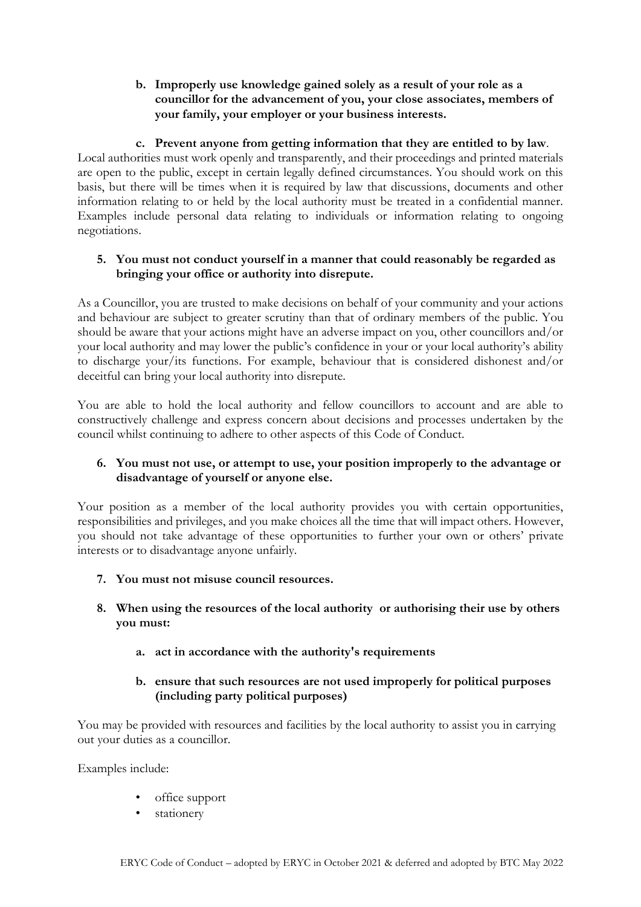b. **Improperly use knowledge gained solely as a result of your role as a councillor for the advancement of you, your close associates, members of your family, your employer or your business interests.**

c. **Prevent anyone from getting information that they are entitled to by law**.

Local authorities must work openly and transparently, and their proceedings and printed materials are open to the public, except in certain legally defined circumstances. You should work on this basis, but there will be times when it is required by law that discussions, documents and other information relating to or held by the local authority must be treated in a confidential manner. Examples include personal data relating to individuals or information relating to ongoing negotiations.

5. **You must not conduct yourself in a manner that could reasonably be regarded as bringing your office or authority into disrepute.**

As a Councillor, you are trusted to make decisions on behalf of your community and your actions and behaviour are subject to greater scrutiny than that of ordinary members of the public. You should be aware that your actions might have an adverse impact on you, other councillors and/or your local authority and may lower the public's confidence in your or your local authority's ability to discharge your/its functions. For example, behaviour that is considered dishonest and/or deceitful can bring your local authority into disrepute.

You are able to hold the local authority and fellow councillors to account and are able to constructively challenge and express concern about decisions and processes undertaken by the council whilst continuing to adhere to other aspects of this Code of Conduct.

6. **You must not use, or attempt to use, your position improperly to the advantage or disadvantage of yourself or anyone else.**

Your position as a member of the local authority provides you with certain opportunities, responsibilities and privileges, and you make choices all the time that will impact others. However, you should not take advantage of these opportunities to further your own or others' private interests or to disadvantage anyone unfairly.

7. **You must not misuse council resources.**

8. **When using the resources of the local authority or authorising their use by others you must:**

    a. **act in accordance with the authority's requirements**

    b. **ensure that such resources are not used improperly for political purposes (including party political purposes)**

You may be provided with resources and facilities by the local authority to assist you in carrying out your duties as a councillor.

Examples include:

- office support
- stationery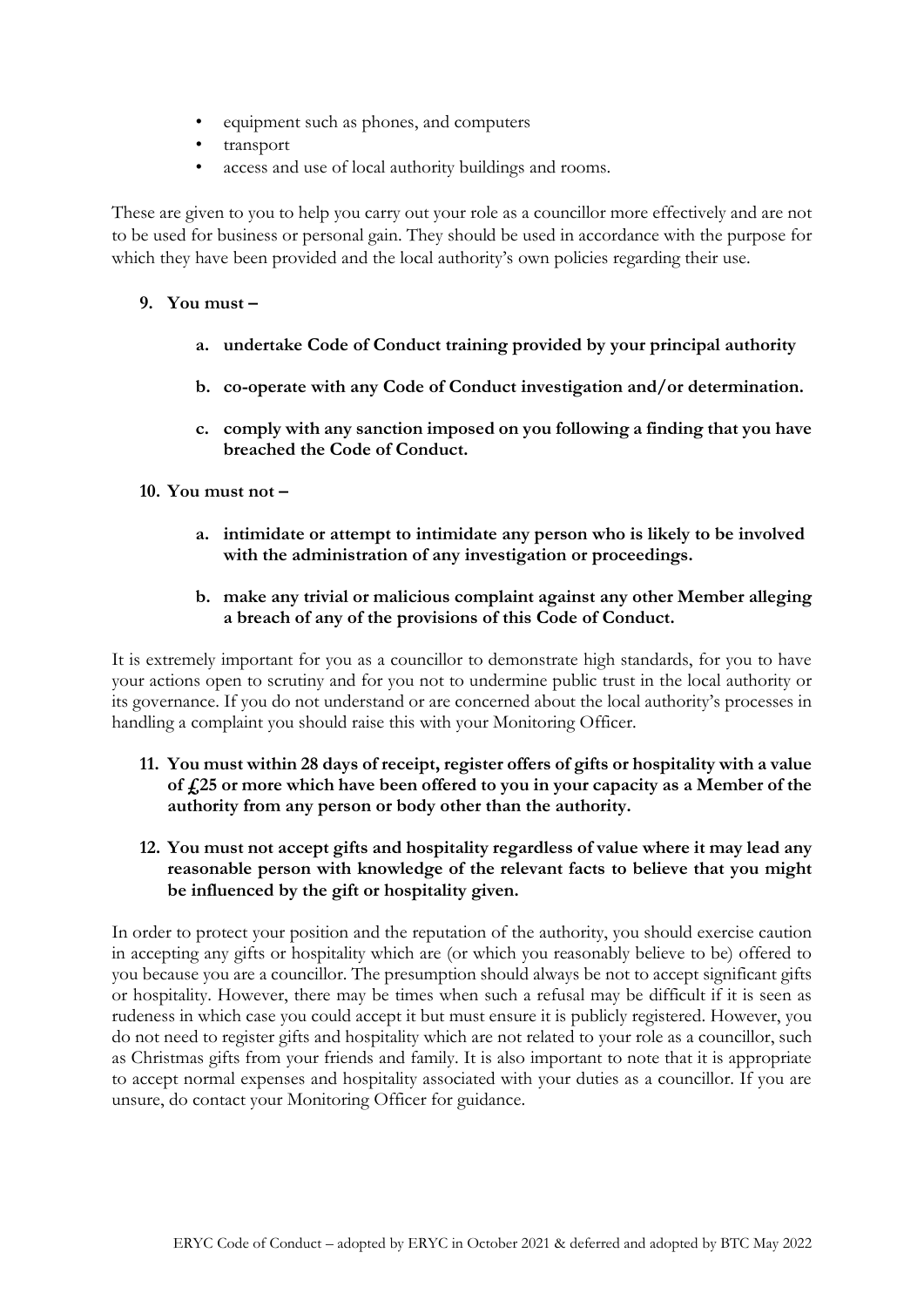- equipment such as phones, and computers
- transport
- access and use of local authority buildings and rooms.

These are given to you to help you carry out your role as a councillor more effectively and are not to be used for business or personal gain. They should be used in accordance with the purpose for which they have been provided and the local authority's own policies regarding their use.

**9. You must –**

**a. undertake Code of Conduct training provided by your principal authority**

**b. co-operate with any Code of Conduct investigation and/or determination.**

**c. comply with any sanction imposed on you following a finding that you have breached the Code of Conduct.**

**10. You must not –**

**a. intimidate or attempt to intimidate any person who is likely to be involved with the administration of any investigation or proceedings.**

**b. make any trivial or malicious complaint against any other Member alleging a breach of any of the provisions of this Code of Conduct.**

It is extremely important for you as a councillor to demonstrate high standards, for you to have your actions open to scrutiny and for you not to undermine public trust in the local authority or its governance. If you do not understand or are concerned about the local authority's processes in handling a complaint you should raise this with your Monitoring Officer.

**11. You must within 28 days of receipt, register offers of gifts or hospitality with a value of £25 or more which have been offered to you in your capacity as a Member of the authority from any person or body other than the authority.**

**12. You must not accept gifts and hospitality regardless of value where it may lead any reasonable person with knowledge of the relevant facts to believe that you might be influenced by the gift or hospitality given.**

In order to protect your position and the reputation of the authority, you should exercise caution in accepting any gifts or hospitality which are (or which you reasonably believe to be) offered to you because you are a councillor. The presumption should always be not to accept significant gifts or hospitality. However, there may be times when such a refusal may be difficult if it is seen as rudeness in which case you could accept it but must ensure it is publicly registered. However, you do not need to register gifts and hospitality which are not related to your role as a councillor, such as Christmas gifts from your friends and family. It is also important to note that it is appropriate to accept normal expenses and hospitality associated with your duties as a councillor. If you are unsure, do contact your Monitoring Officer for guidance.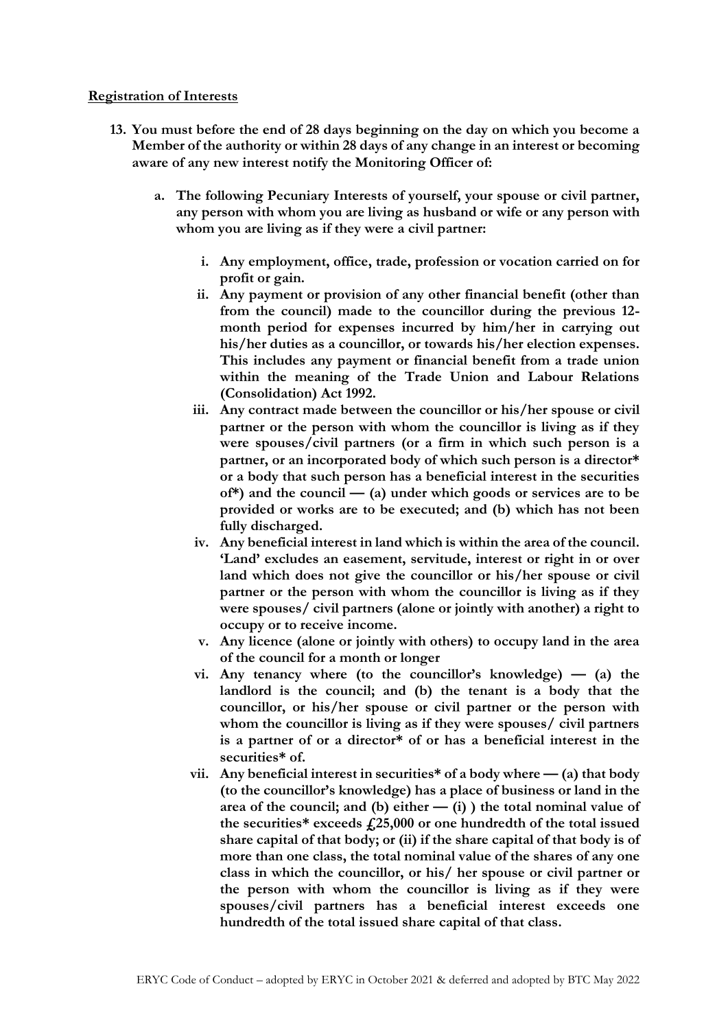**Registration of Interests**

13. **You must before the end of 28 days beginning on the day on which you become a Member of the authority or within 28 days of any change in an interest or becoming aware of any new interest notify the Monitoring Officer of:**

    a. **The following Pecuniary Interests of yourself, your spouse or civil partner, any person with whom you are living as husband or wife or any person with whom you are living as if they were a civil partner:**

        i. **Any employment, office, trade, profession or vocation carried on for profit or gain.**

        ii. **Any payment or provision of any other financial benefit (other than from the council) made to the councillor during the previous 12-month period for expenses incurred by him/her in carrying out his/her duties as a councillor, or towards his/her election expenses. This includes any payment or financial benefit from a trade union within the meaning of the Trade Union and Labour Relations (Consolidation) Act 1992.**

        iii. **Any contract made between the councillor or his/her spouse or civil partner or the person with whom the councillor is living as if they were spouses/civil partners (or a firm in which such person is a partner, or an incorporated body of which such person is a director* or a body that such person has a beneficial interest in the securities of*) and the council — (a) under which goods or services are to be provided or works are to be executed; and (b) which has not been fully discharged.**

        iv. **Any beneficial interest in land which is within the area of the council. 'Land' excludes an easement, servitude, interest or right in or over land which does not give the councillor or his/her spouse or civil partner or the person with whom the councillor is living as if they were spouses/ civil partners (alone or jointly with another) a right to occupy or to receive income.**

        v. **Any licence (alone or jointly with others) to occupy land in the area of the council for a month or longer**

        vi. **Any tenancy where (to the councillor's knowledge) — (a) the landlord is the council; and (b) the tenant is a body that the councillor, or his/her spouse or civil partner or the person with whom the councillor is living as if they were spouses/ civil partners is a partner of or a director* of or has a beneficial interest in the securities* of.**

        vii. **Any beneficial interest in securities* of a body where — (a) that body (to the councillor's knowledge) has a place of business or land in the area of the council; and (b) either — (i) ) the total nominal value of the securities* exceeds £25,000 or one hundredth of the total issued share capital of that body; or (ii) if the share capital of that body is of more than one class, the total nominal value of the shares of any one class in which the councillor, or his/ her spouse or civil partner or the person with whom the councillor is living as if they were spouses/civil partners has a beneficial interest exceeds one hundredth of the total issued share capital of that class.**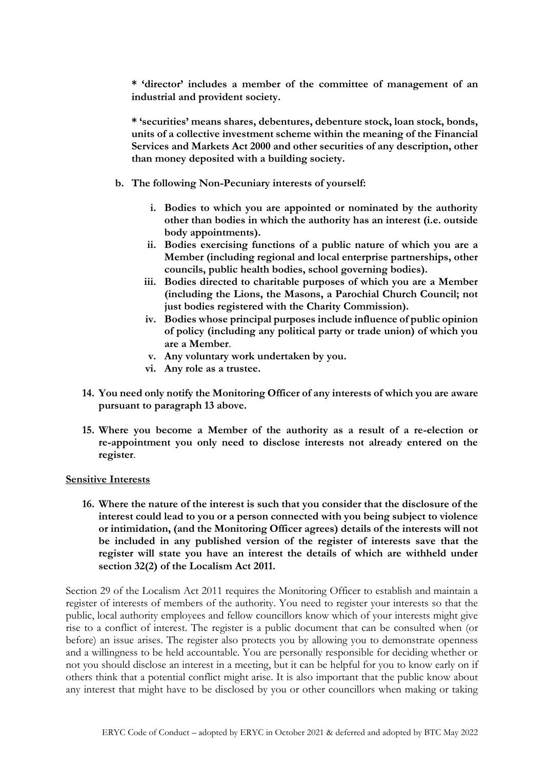**\* 'director' includes a member of the committee of management of an industrial and provident society.**

**\* 'securities' means shares, debentures, debenture stock, loan stock, bonds, units of a collective investment scheme within the meaning of the Financial Services and Markets Act 2000 and other securities of any description, other than money deposited with a building society.**

**b. The following Non-Pecuniary interests of yourself:**

   **i. Bodies to which you are appointed or nominated by the authority other than bodies in which the authority has an interest (i.e. outside body appointments).**
   **ii. Bodies exercising functions of a public nature of which you are a Member (including regional and local enterprise partnerships, other councils, public health bodies, school governing bodies).**
   **iii. Bodies directed to charitable purposes of which you are a Member (including the Lions, the Masons, a Parochial Church Council; not just bodies registered with the Charity Commission).**
   **iv. Bodies whose principal purposes include influence of public opinion of policy (including any political party or trade union) of which you are a Member.**
   **v. Any voluntary work undertaken by you.**
   **vi. Any role as a trustee.**

**14. You need only notify the Monitoring Officer of any interests of which you are aware pursuant to paragraph 13 above.**

**15. Where you become a Member of the authority as a result of a re-election or re-appointment you only need to disclose interests not already entered on the register.**

**<u>Sensitive Interests</u>**

**16. Where the nature of the interest is such that you consider that the disclosure of the interest could lead to you or a person connected with you being subject to violence or intimidation, (and the Monitoring Officer agrees) details of the interests will not be included in any published version of the register of interests save that the register will state you have an interest the details of which are withheld under section 32(2) of the Localism Act 2011.**

Section 29 of the Localism Act 2011 requires the Monitoring Officer to establish and maintain a register of interests of members of the authority. You need to register your interests so that the public, local authority employees and fellow councillors know which of your interests might give rise to a conflict of interest. The register is a public document that can be consulted when (or before) an issue arises. The register also protects you by allowing you to demonstrate openness and a willingness to be held accountable. You are personally responsible for deciding whether or not you should disclose an interest in a meeting, but it can be helpful for you to know early on if others think that a potential conflict might arise. It is also important that the public know about any interest that might have to be disclosed by you or other councillors when making or taking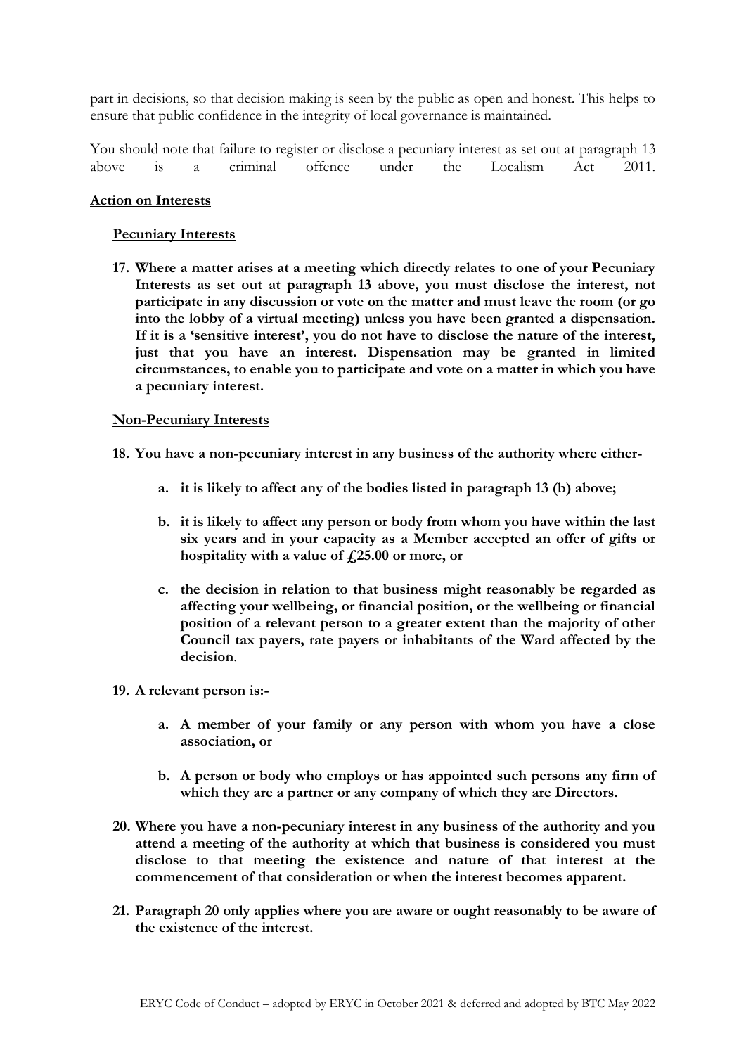part in decisions, so that decision making is seen by the public as open and honest. This helps to ensure that public confidence in the integrity of local governance is maintained.

You should note that failure to register or disclose a pecuniary interest as set out at paragraph 13 above is a criminal offence under the Localism Act 2011.

**Action on Interests**

**Pecuniary Interests**

**17. Where a matter arises at a meeting which directly relates to one of your Pecuniary Interests as set out at paragraph 13 above, you must disclose the interest, not participate in any discussion or vote on the matter and must leave the room (or go into the lobby of a virtual meeting) unless you have been granted a dispensation. If it is a 'sensitive interest', you do not have to disclose the nature of the interest, just that you have an interest. Dispensation may be granted in limited circumstances, to enable you to participate and vote on a matter in which you have a pecuniary interest.**

**Non-Pecuniary Interests**

**18. You have a non-pecuniary interest in any business of the authority where either-**

- **a. it is likely to affect any of the bodies listed in paragraph 13 (b) above;**
- **b. it is likely to affect any person or body from whom you have within the last six years and in your capacity as a Member accepted an offer of gifts or hospitality with a value of £25.00 or more, or**
- **c. the decision in relation to that business might reasonably be regarded as affecting your wellbeing, or financial position, or the wellbeing or financial position of a relevant person to a greater extent than the majority of other Council tax payers, rate payers or inhabitants of the Ward affected by the decision**.

**19. A relevant person is:-**

- **a. A member of your family or any person with whom you have a close association, or**
- **b. A person or body who employs or has appointed such persons any firm of which they are a partner or any company of which they are Directors.**

**20. Where you have a non-pecuniary interest in any business of the authority and you attend a meeting of the authority at which that business is considered you must disclose to that meeting the existence and nature of that interest at the commencement of that consideration or when the interest becomes apparent.**

**21. Paragraph 20 only applies where you are aware or ought reasonably to be aware of the existence of the interest.**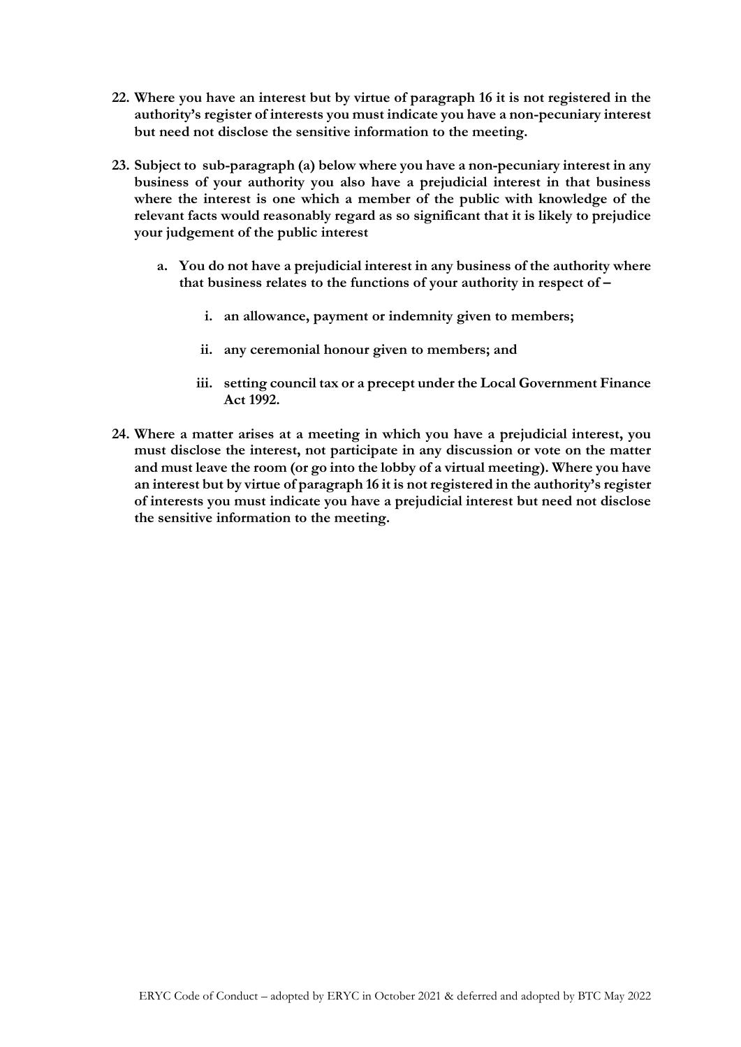**22. Where you have an interest but by virtue of paragraph 16 it is not registered in the authority's register of interests you must indicate you have a non-pecuniary interest but need not disclose the sensitive information to the meeting.**

**23. Subject to sub-paragraph (a) below where you have a non-pecuniary interest in any business of your authority you also have a prejudicial interest in that business where the interest is one which a member of the public with knowledge of the relevant facts would reasonably regard as so significant that it is likely to prejudice your judgement of the public interest**

  **a. You do not have a prejudicial interest in any business of the authority where that business relates to the functions of your authority in respect of –**

    **i. an allowance, payment or indemnity given to members;**

    **ii. any ceremonial honour given to members; and**

    **iii. setting council tax or a precept under the Local Government Finance Act 1992.**

**24. Where a matter arises at a meeting in which you have a prejudicial interest, you must disclose the interest, not participate in any discussion or vote on the matter and must leave the room (or go into the lobby of a virtual meeting). Where you have an interest but by virtue of paragraph 16 it is not registered in the authority's register of interests you must indicate you have a prejudicial interest but need not disclose the sensitive information to the meeting.**